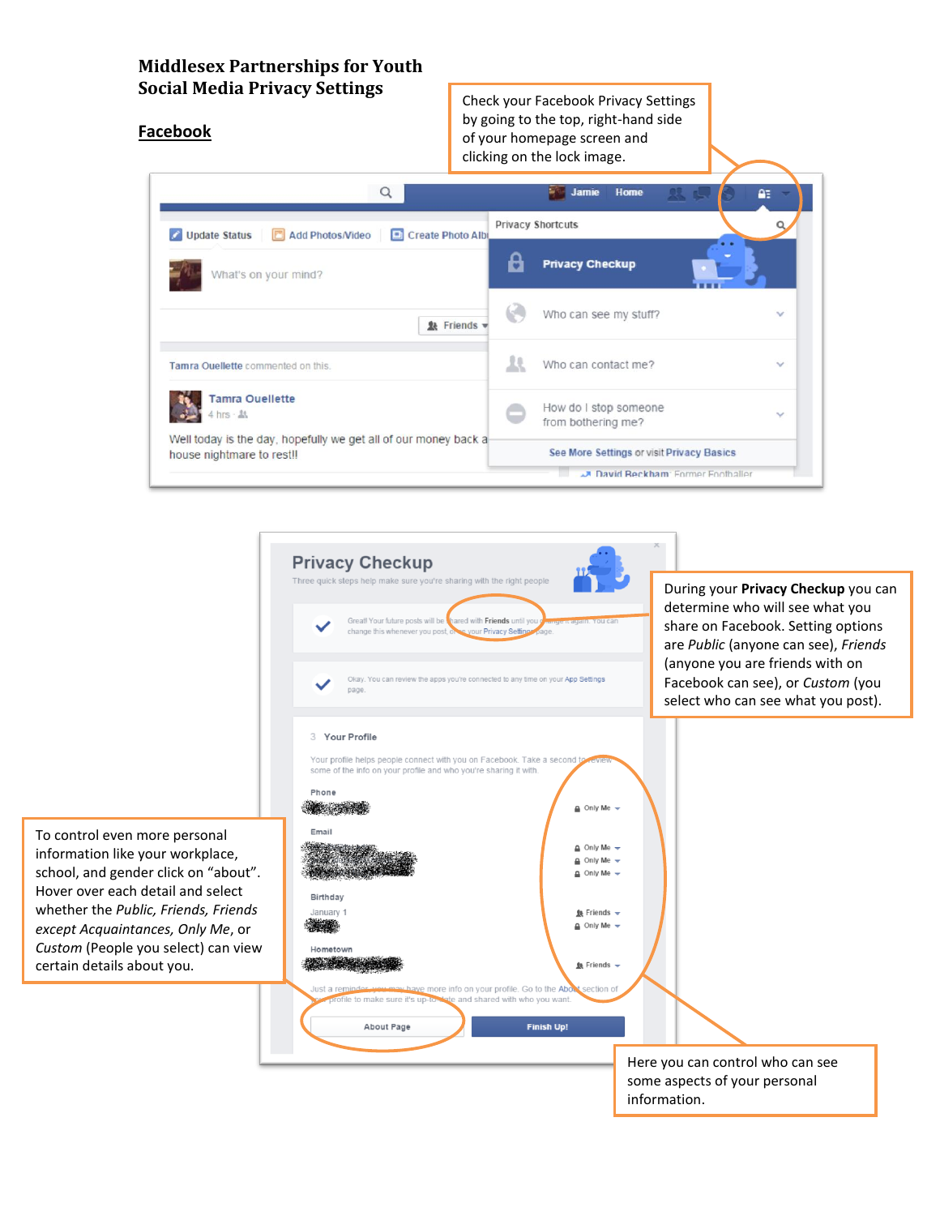# Middlesex Partnerships for Youth
# Social Media Privacy Settings

## Facebook

Check your Facebook Privacy Settings by going to the top, right-hand side of your homepage screen and clicking on the lock image.

During your **Privacy Checkup** you can determine who will see what you share on Facebook. Setting options are *Public* (anyone can see), *Friends* (anyone you are friends with on Facebook can see), or *Custom* (you select who can see what you post).

To control even more personal information like your workplace, school, and gender click on "about". Hover over each detail and select whether the *Public, Friends, Friends except Acquaintances, Only Me*, or *Custom* (People you select) can view certain details about you.

Here you can control who can see some aspects of your personal information.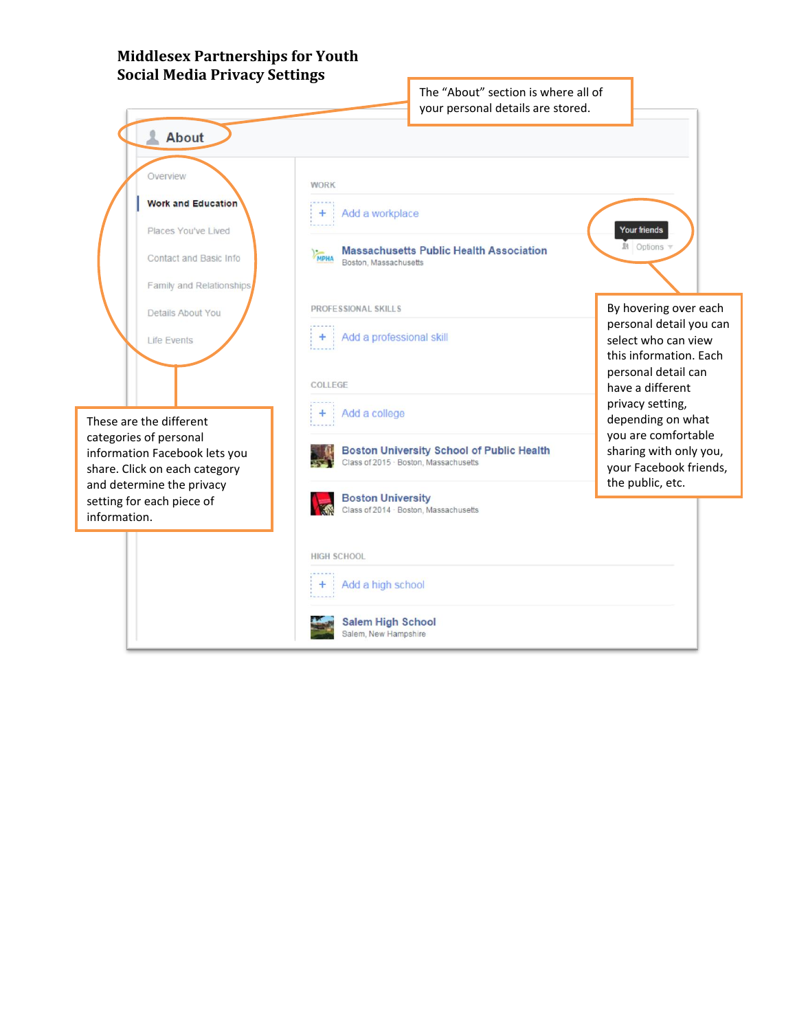**Middlesex Partnerships for Youth**
**Social Media Privacy Settings**

The "About" section is where all of your personal details are stored.

About

- Overview
- Work and Education
- Places You've Lived
- Contact and Basic Info
- Family and Relationships
- Details About You
- Life Events

These are the different categories of personal information Facebook lets you share. Click on each category and determine the privacy setting for each piece of information.

WORK

+ Add a workplace

Your friends
Options

Massachusetts Public Health Association
Boston, Massachusetts

By hovering over each personal detail you can select who can view this information. Each personal detail can have a different privacy setting, depending on what you are comfortable sharing with only you, your Facebook friends, the public, etc.

PROFESSIONAL SKILLS

+ Add a professional skill

COLLEGE

+ Add a college

Boston University School of Public Health
Class of 2015 · Boston, Massachusetts

Boston University
Class of 2014 · Boston, Massachusetts

HIGH SCHOOL

+ Add a high school

Salem High School
Salem, New Hampshire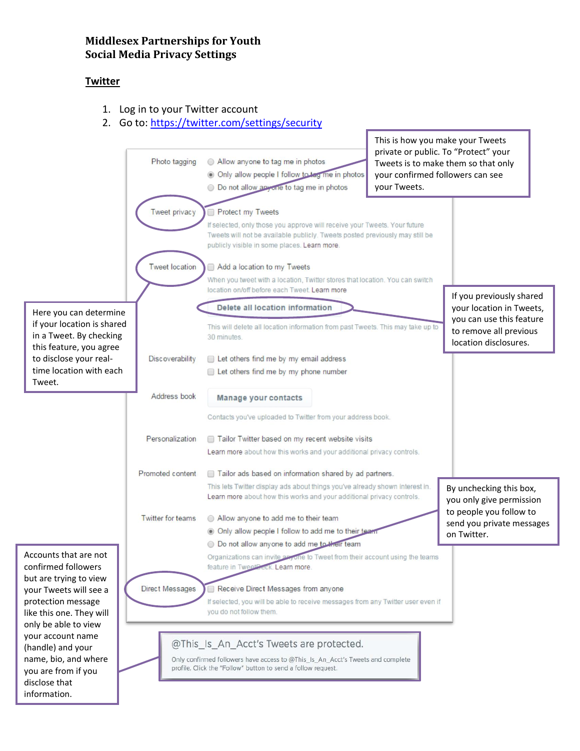**Middlesex Partnerships for Youth**
**Social Media Privacy Settings**

## Twitter

1. Log in to your Twitter account
2. Go to: https://twitter.com/settings/security

Photo tagging
- Allow anyone to tag me in photos
- Only allow people I follow to tag me in photos
- Do not allow anyone to tag me in photos

This is how you make your Tweets private or public. To "Protect" your Tweets is to make them so that only your confirmed followers can see your Tweets.

Tweet privacy
- Protect my Tweets

If selected, only those you approve will receive your Tweets. Your future Tweets will not be available publicly. Tweets posted previously may still be publicly visible in some places. Learn more.

Tweet location
- Add a location to my Tweets

When you tweet with a location, Twitter stores that location. You can switch location on/off before each Tweet. Learn more

Here you can determine if your location is shared in a Tweet. By checking this feature, you agree to disclose your real-time location with each Tweet.

**Delete all location information**

This will delete all location information from past Tweets. This may take up to 30 minutes.

If you previously shared your location in Tweets, you can use this feature to remove all previous location disclosures.

Discoverability
- Let others find me by my email address
- Let others find me by my phone number

Address book
**Manage your contacts**

Contacts you've uploaded to Twitter from your address book.

Personalization
- Tailor Twitter based on my recent website visits

Learn more about how this works and your additional privacy controls.

Promoted content
- Tailor ads based on information shared by ad partners.

This lets Twitter display ads about things you've already shown interest in. Learn more about how this works and your additional privacy controls.

Twitter for teams
- Allow anyone to add me to their team
- Only allow people I follow to add me to their team
- Do not allow anyone to add me to their team

Organizations can invite anyone to Tweet from their account using the teams feature in TweetDeck. Learn more.

By unchecking this box, you only give permission to people you follow to send you private messages on Twitter.

Direct Messages
- Receive Direct Messages from anyone

If selected, you will be able to receive messages from any Twitter user even if you do not follow them.

Accounts that are not confirmed followers but are trying to view your Tweets will see a protection message like this one. They will only be able to view your account name (handle) and your name, bio, and where you are from if you disclose that information.

@This_Is_An_Acct's Tweets are protected.

Only confirmed followers have access to @This_Is_An_Acct's Tweets and complete profile. Click the "Follow" button to send a follow request.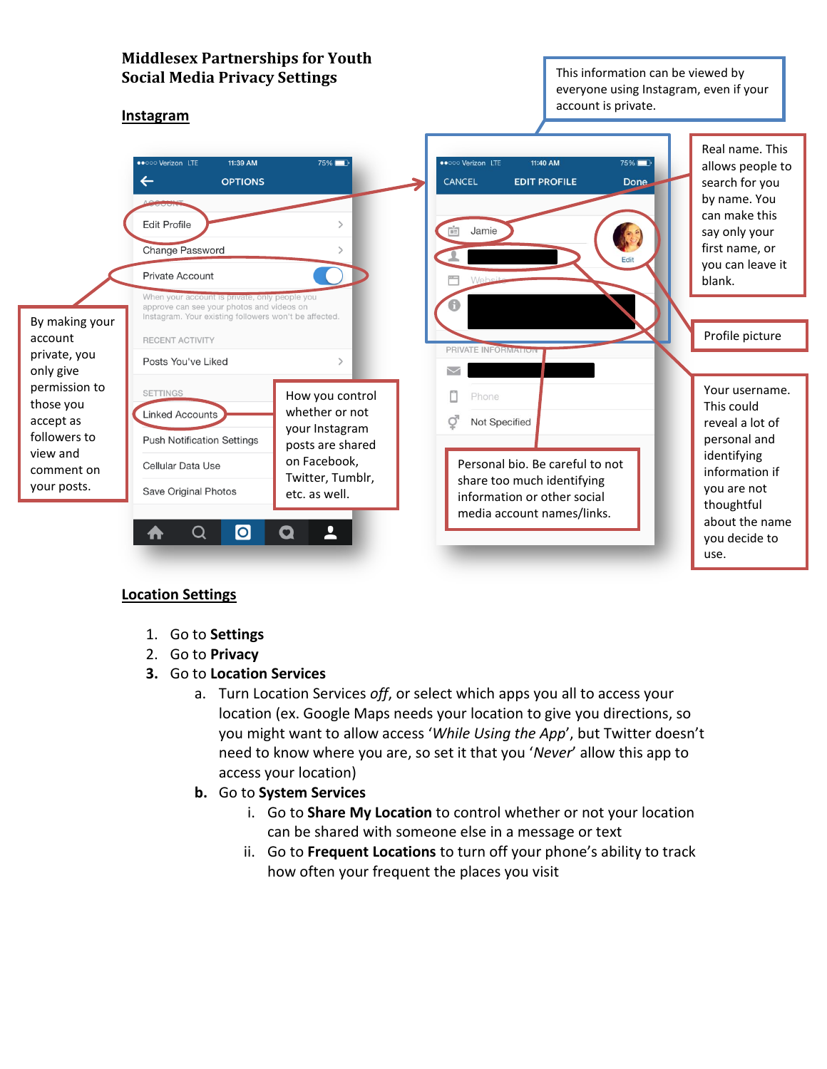**Middlesex Partnerships for Youth**
**Social Media Privacy Settings**

## Instagram

By making your account private, you only give permission to those you accept as followers to view and comment on your posts.

How you control whether or not your Instagram posts are shared on Facebook, Twitter, Tumblr, etc. as well.

This information can be viewed by everyone using Instagram, even if your account is private.

Real name. This allows people to search for you by name. You can make this say only your first name, or you can leave it blank.

Profile picture

Your username. This could reveal a lot of personal and identifying information if you are not thoughtful about the name you decide to use.

Personal bio. Be careful to not share too much identifying information or other social media account names/links.

## Location Settings

1. Go to **Settings**
2. Go to **Privacy**
3. Go to **Location Services**
   a. Turn Location Services *off*, or select which apps you all to access your location (ex. Google Maps needs your location to give you directions, so you might want to allow access '*While Using the App*', but Twitter doesn't need to know where you are, so set it that you '*Never*' allow this app to access your location)
   b. Go to **System Services**
      i. Go to **Share My Location** to control whether or not your location can be shared with someone else in a message or text
      ii. Go to **Frequent Locations** to turn off your phone's ability to track how often your frequent the places you visit